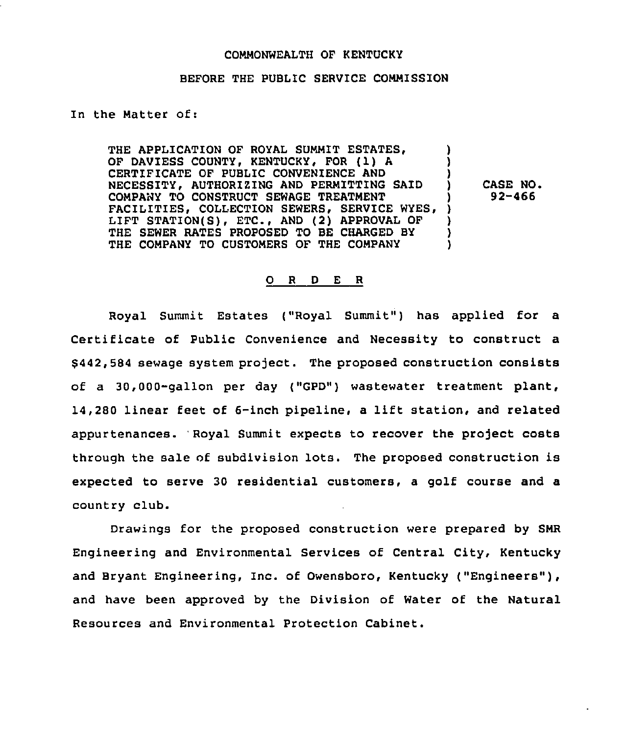COMMONWEALTH OF KENTUCKY

BEFORE THE PUBLIC SERVICE COMMISSION

In the Matter of:

| | | |
|---|---|---|
| THE APPLICATION OF ROYAL SUMMIT ESTATES, OF DAVIESS COUNTY, KENTUCKY, FOR (1) A CERTIFICATE OF PUBLIC CONVENIENCE AND NECESSITY, AUTHORIZING AND PERMITTING SAID COMPANY TO CONSTRUCT SEWAGE TREATMENT FACILITIES, COLLECTION SEWERS, SERVICE WYES, LIFT STATION(S), ETC., AND (2) APPROVAL OF THE SEWER RATES PROPOSED TO BE CHARGED BY THE COMPANY TO CUSTOMERS OF THE COMPANY | ) | CASE NO. 92-466 |

## O R D E R

Royal Summit Estates ("Royal Summit") has applied for a Certificate of Public Convenience and Necessity to construct a $442,584 sewage system project. The proposed construction consists of a 30,000-gallon per day ("GPD") wastewater treatment plant, 14,280 linear feet of 6-inch pipeline, a lift station, and related appurtenances. Royal Summit expects to recover the project costs through the sale of subdivision lots. The proposed construction is expected to serve 30 residential customers, a golf course and a country club.

Drawings for the proposed construction were prepared by SMR Engineering and Environmental Services of Central City, Kentucky and Bryant Engineering, Inc. of Owensboro, Kentucky ("Engineers"), and have been approved by the Division of Water of the Natural Resources and Environmental Protection Cabinet.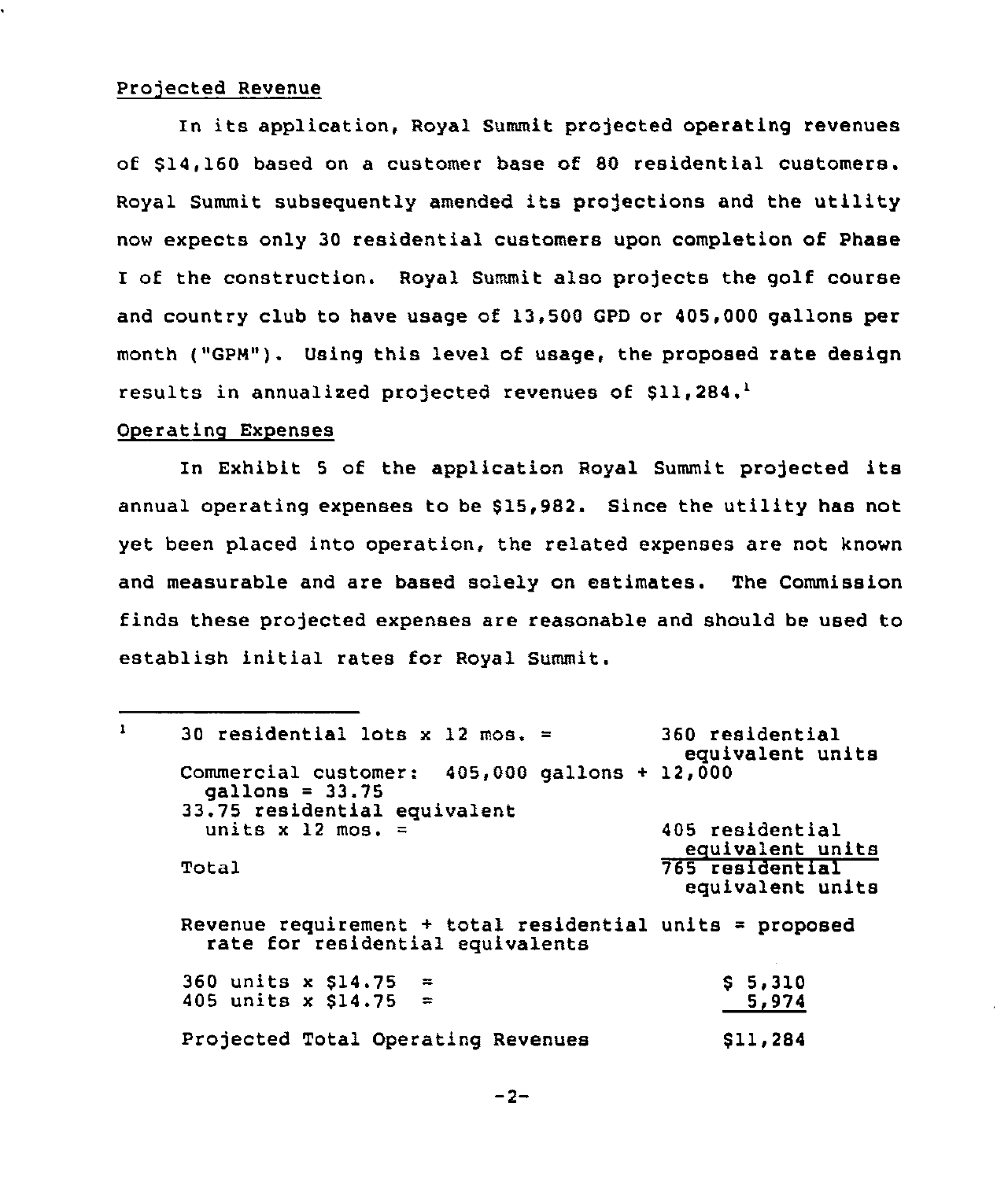## Projected Revenue

In its application, Royal Summit projected operating revenues of $14,160 based on a customer base of 80 residential customers. Royal Summit subsequently amended its projections and the utility now expects only 30 residential customers upon completion of Phase I of the construction. Royal Summit also projects the golf course and country club to have usage of 13,500 GPD or 405,000 gallons per month ("GPM"). Using this level of usage, the proposed rate design results in annualized projected revenues of $11,284.[1]

## Operating Expenses

In Exhibit 5 of the application Royal Summit projected its annual operating expenses to be $15,982. Since the utility has not yet been placed into operation, the related expenses are not known and measurable and are based solely on estimates. The Commission finds these projected expenses are reasonable and should be used to establish initial rates for Royal Summit.

---

[1]

| | |
|---|---|
| 30 residential lots x 12 mos. = | 360 residential equivalent units |
| Commercial customer: 405,000 gallons ÷ 12,000 gallons = 33.75 | |
| 33.75 residential equivalent units x 12 mos. = | 405 residential equivalent units |
| Total | 765 residential equivalent units |

Revenue requirement ÷ total residential units = proposed rate for residential equivalents

| | |
|---|---|
| 360 units x $14.75 = | $ 5,310 |
| 405 units x $14.75 = | 5,974 |
| Projected Total Operating Revenues | $11,284 |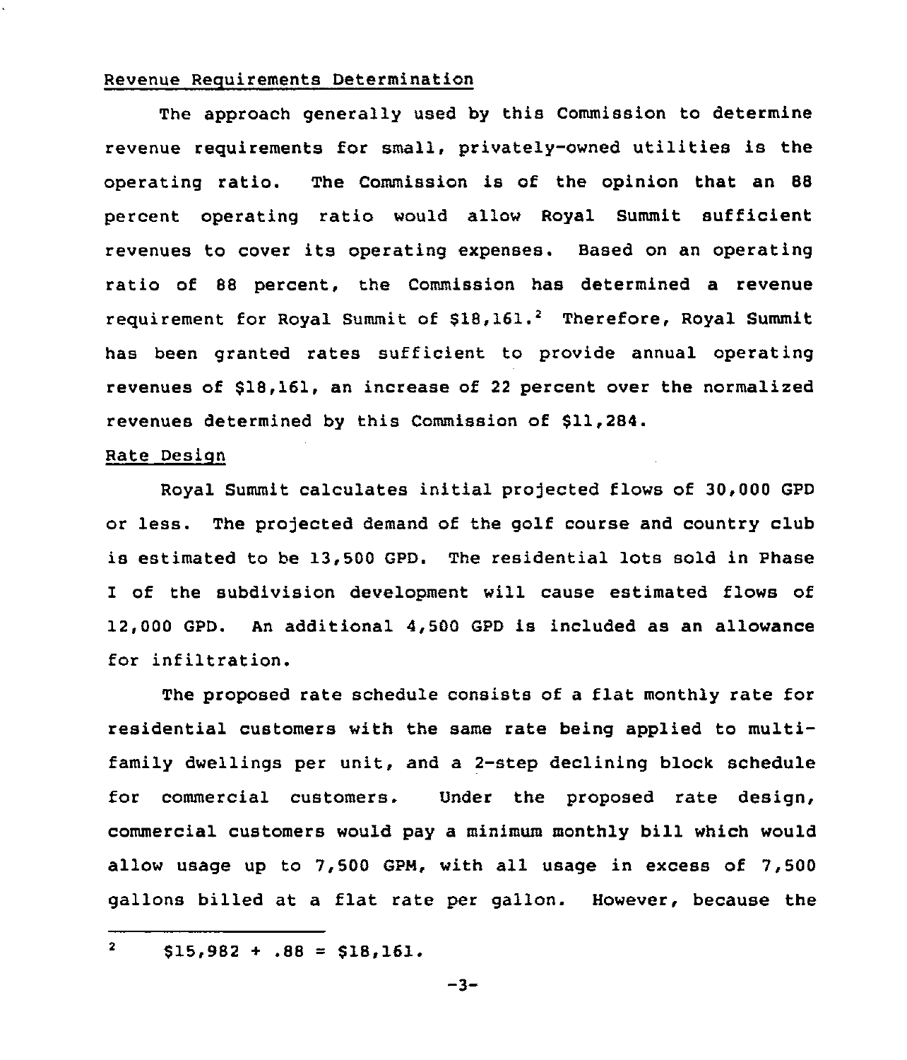Revenue Requirements Determination

The approach generally used by this Commission to determine revenue requirements for small, privately-owned utilities is the operating ratio. The Commission is of the opinion that an 88 percent operating ratio would allow Royal Summit sufficient revenues to cover its operating expenses. Based on an operating ratio of 88 percent, the Commission has determined a revenue requirement for Royal Summit of $18,161.[2] Therefore, Royal Summit has been granted rates sufficient to provide annual operating revenues of $18,161, an increase of 22 percent over the normalized revenues determined by this Commission of $11,284.

Rate Design

Royal Summit calculates initial projected flows of 30,000 GPD or less. The projected demand of the golf course and country club is estimated to be 13,500 GPD. The residential lots sold in Phase I of the subdivision development will cause estimated flows of 12,000 GPD. An additional 4,500 GPD is included as an allowance for infiltration.

The proposed rate schedule consists of a flat monthly rate for residential customers with the same rate being applied to multi-family dwellings per unit, and a 2-step declining block schedule for commercial customers. Under the proposed rate design, commercial customers would pay a minimum monthly bill which would allow usage up to 7,500 GPM, with all usage in excess of 7,500 gallons billed at a flat rate per gallon. However, because the

---

[2] $15,982 + .88 = $18,161.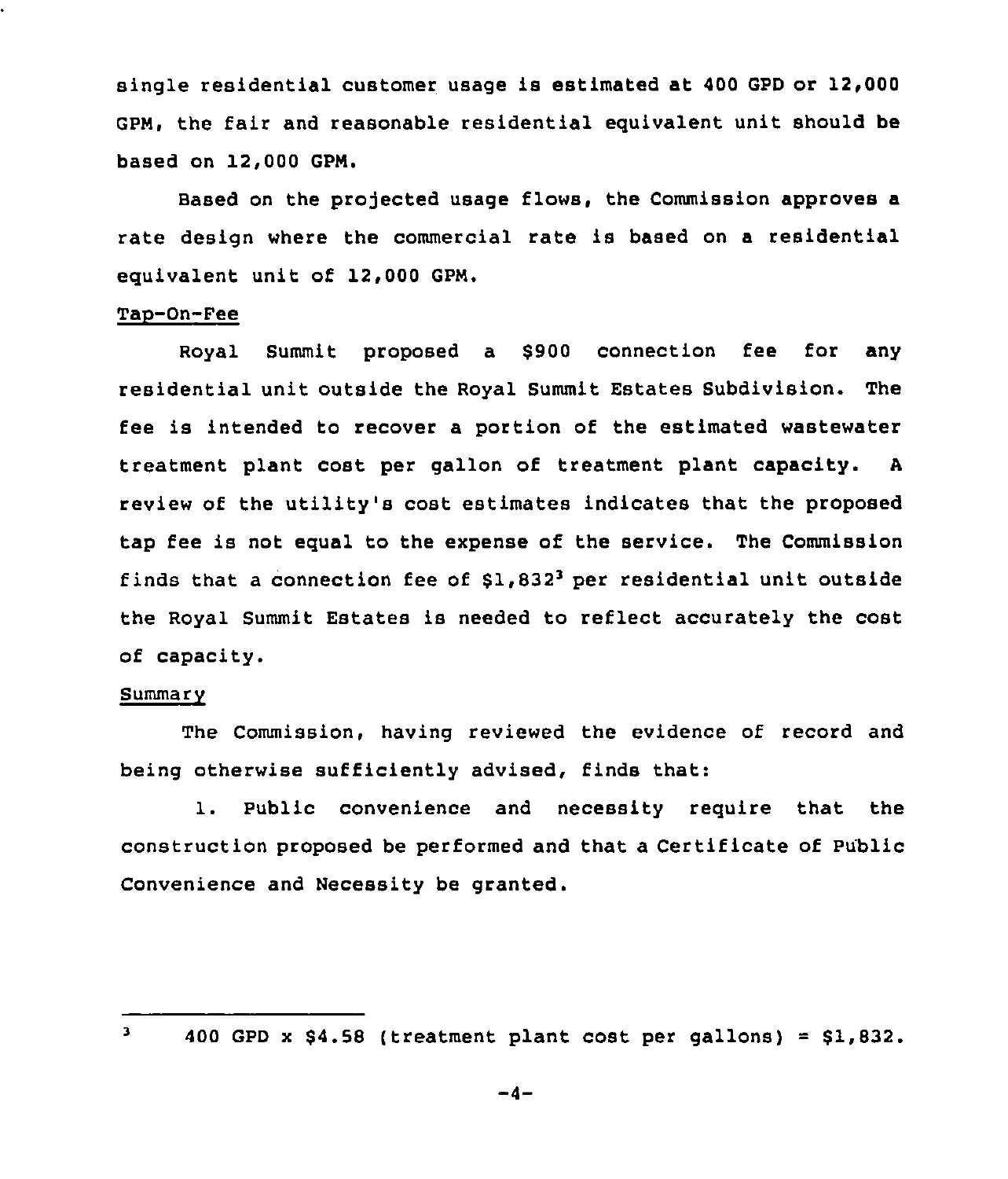single residential customer usage is estimated at 400 GPD or 12,000 GPM, the fair and reasonable residential equivalent unit should be based on 12,000 GPM.

Based on the projected usage flows, the Commission approves a rate design where the commercial rate is based on a residential equivalent unit of 12,000 GPM.

Tap-On-Fee

Royal Summit proposed a $900 connection fee for any residential unit outside the Royal Summit Estates Subdivision. The fee is intended to recover a portion of the estimated wastewater treatment plant cost per gallon of treatment plant capacity. A review of the utility's cost estimates indicates that the proposed tap fee is not equal to the expense of the service. The Commission finds that a connection fee of $1,832[3] per residential unit outside the Royal Summit Estates is needed to reflect accurately the cost of capacity.

Summary

The Commission, having reviewed the evidence of record and being otherwise sufficiently advised, finds that:

1. Public convenience and necessity require that the construction proposed be performed and that a Certificate of Public Convenience and Necessity be granted.

---

[3] 400 GPD x $4.58 (treatment plant cost per gallons) = $1,832.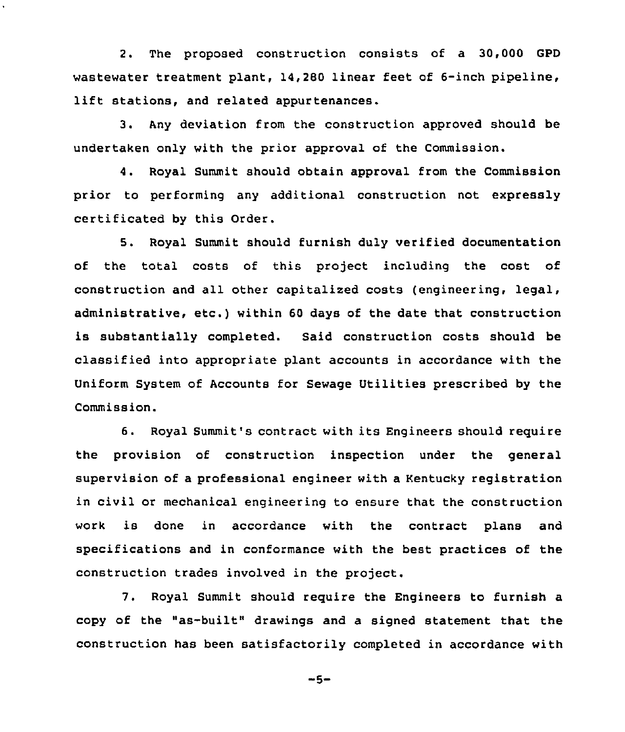2. The proposed construction consists of a 30,000 GPD wastewater treatment plant, 14,280 linear feet of 6-inch pipeline, lift stations, and related appurtenances.

3. Any deviation from the construction approved should be undertaken only with the prior approval of the Commission.

4. Royal Summit should obtain approval from the Commission prior to performing any additional construction not expressly certificated by this Order.

5. Royal Summit should furnish duly verified documentation of the total costs of this project including the cost of construction and all other capitalized costs (engineering, legal, administrative, etc.) within 60 days of the date that construction is substantially completed. Said construction costs should be classified into appropriate plant accounts in accordance with the Uniform System of Accounts for Sewage Utilities prescribed by the Commission.

6. Royal Summit's contract with its Engineers should require the provision of construction inspection under the general supervision of a professional engineer with a Kentucky registration in civil or mechanical engineering to ensure that the construction work is done in accordance with the contract plans and specifications and in conformance with the best practices of the construction trades involved in the project.

7. Royal Summit should require the Engineers to furnish a copy of the "as-built" drawings and a signed statement that the construction has been satisfactorily completed in accordance with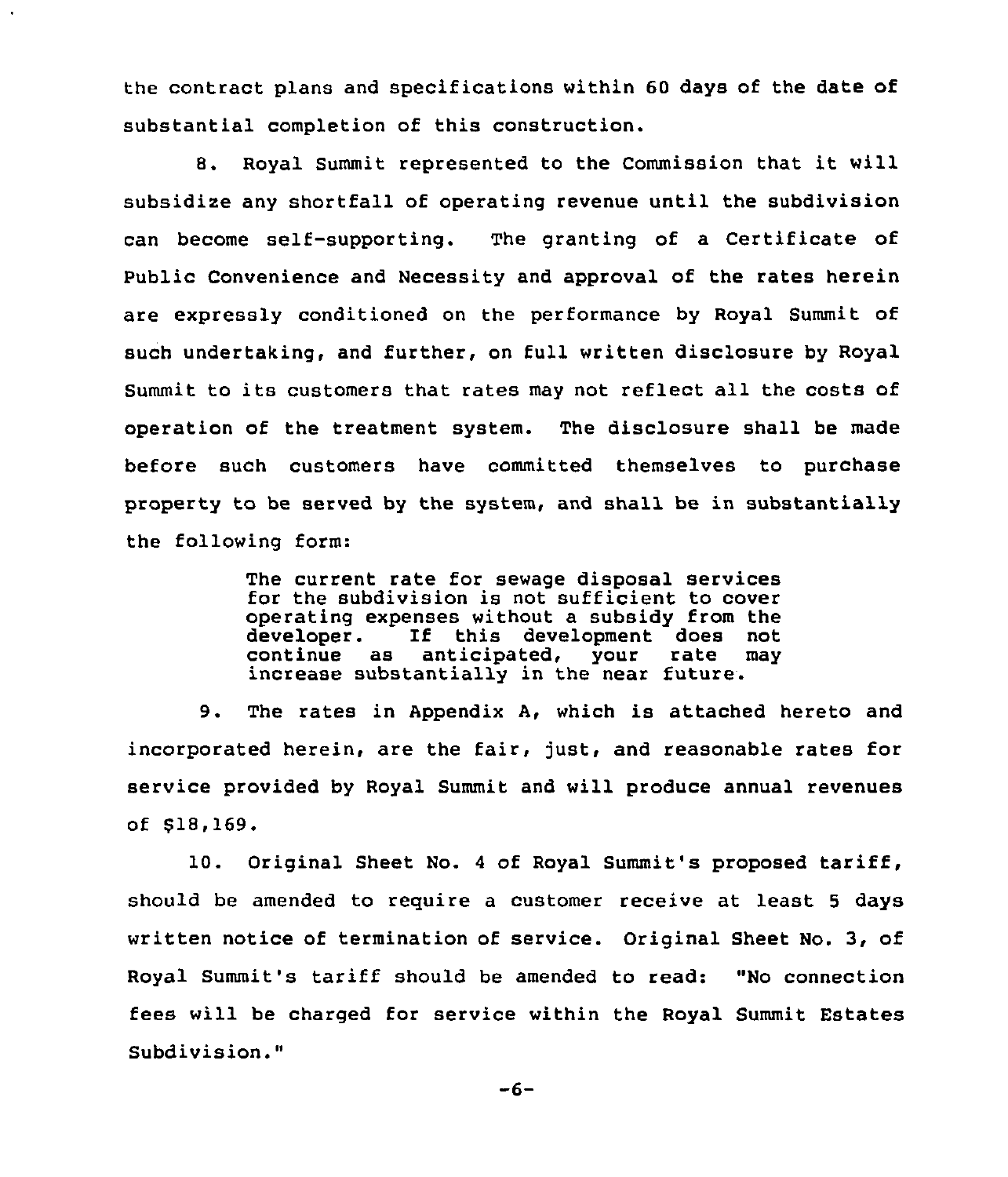the contract plans and specifications within 60 days of the date of substantial completion of this construction.

8. Royal Summit represented to the Commission that it will subsidize any shortfall of operating revenue until the subdivision can become self-supporting. The granting of a Certificate of Public Convenience and Necessity and approval of the rates herein are expressly conditioned on the performance by Royal Summit of such undertaking, and further, on full written disclosure by Royal Summit to its customers that rates may not reflect all the costs of operation of the treatment system. The disclosure shall be made before such customers have committed themselves to purchase property to be served by the system, and shall be in substantially the following form:

> The current rate for sewage disposal services for the subdivision is not sufficient to cover operating expenses without a subsidy from the developer. If this development does not continue as anticipated, your rate may increase substantially in the near future.

9. The rates in Appendix A, which is attached hereto and incorporated herein, are the fair, just, and reasonable rates for service provided by Royal Summit and will produce annual revenues of $18,169.

10. Original Sheet No. 4 of Royal Summit's proposed tariff, should be amended to require a customer receive at least 5 days written notice of termination of service. Original Sheet No. 3, of Royal Summit's tariff should be amended to read: "No connection fees will be charged for service within the Royal Summit Estates Subdivision."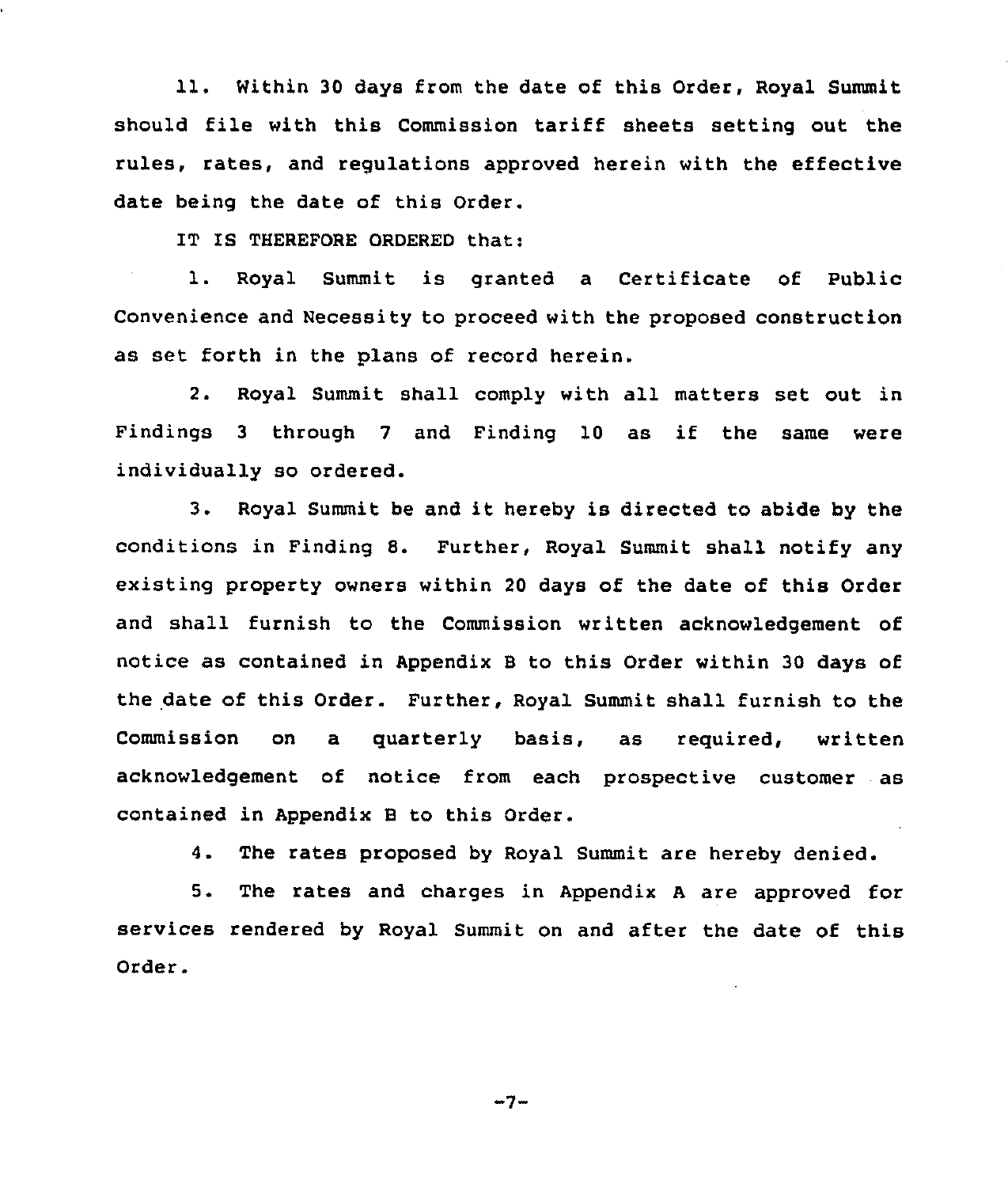11. Within 30 days from the date of this Order, Royal Summit should file with this Commission tariff sheets setting out the rules, rates, and regulations approved herein with the effective date being the date of this Order.

IT IS THEREFORE ORDERED that:

1. Royal Summit is granted a Certificate of Public Convenience and Necessity to proceed with the proposed construction as set forth in the plans of record herein.

2. Royal Summit shall comply with all matters set out in Findings 3 through 7 and Finding 10 as if the same were individually so ordered.

3. Royal Summit be and it hereby is directed to abide by the conditions in Finding 8. Further, Royal Summit shall notify any existing property owners within 20 days of the date of this Order and shall furnish to the Commission written acknowledgement of notice as contained in Appendix B to this Order within 30 days of the date of this Order. Further, Royal Summit shall furnish to the Commission on a quarterly basis, as required, written acknowledgement of notice from each prospective customer as contained in Appendix B to this Order.

4. The rates proposed by Royal Summit are hereby denied.

5. The rates and charges in Appendix A are approved for services rendered by Royal Summit on and after the date of this Order.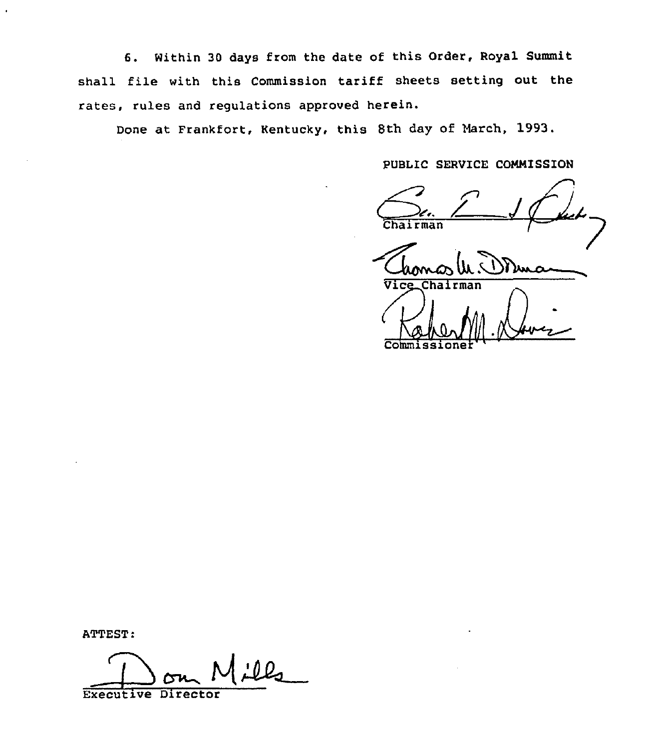6. Within 30 days from the date of this Order, Royal Summit shall file with this Commission tariff sheets setting out the rates, rules and regulations approved herein.

Done at Frankfort, Kentucky, this 8th day of March, 1993.

PUBLIC SERVICE COMMISSION

Chairman

Vice Chairman

Commissioner

ATTEST:

Executive Director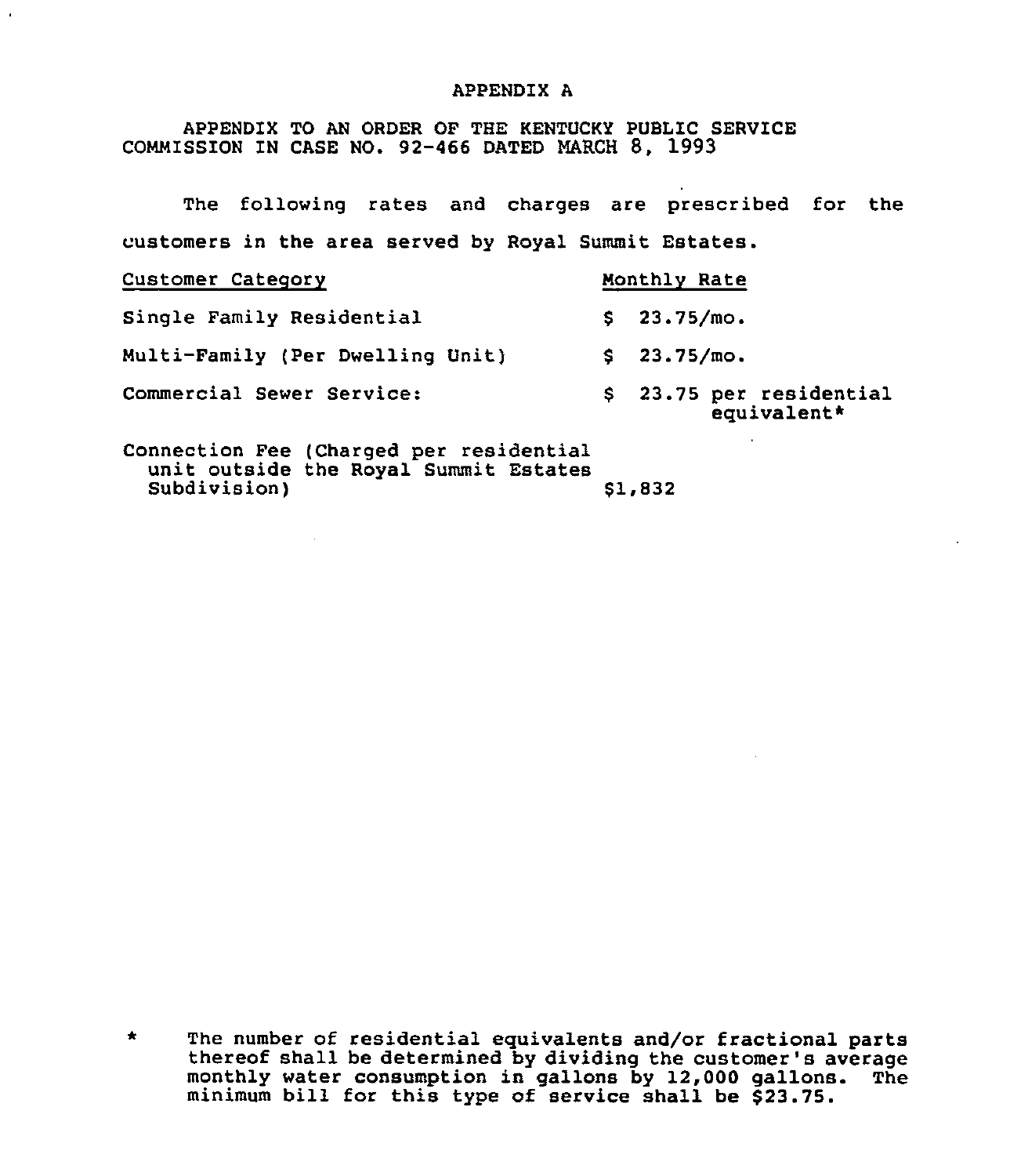# APPENDIX A

APPENDIX TO AN ORDER OF THE KENTUCKY PUBLIC SERVICE COMMISSION IN CASE NO. 92-466 DATED MARCH 8, 1993

The following rates and charges are prescribed for the customers in the area served by Royal Summit Estates.

| Customer Category | Monthly Rate |
|---|---|
| Single Family Residential | $ 23.75/mo. |
| Multi-Family (Per Dwelling Unit) | $ 23.75/mo. |
| Commercial Sewer Service: | $ 23.75 per residential equivalent* |
| Connection Fee (Charged per residential unit outside the Royal Summit Estates Subdivision) | $1,832 |

\* The number of residential equivalents and/or fractional parts thereof shall be determined by dividing the customer's average monthly water consumption in gallons by 12,000 gallons. The minimum bill for this type of service shall be $23.75.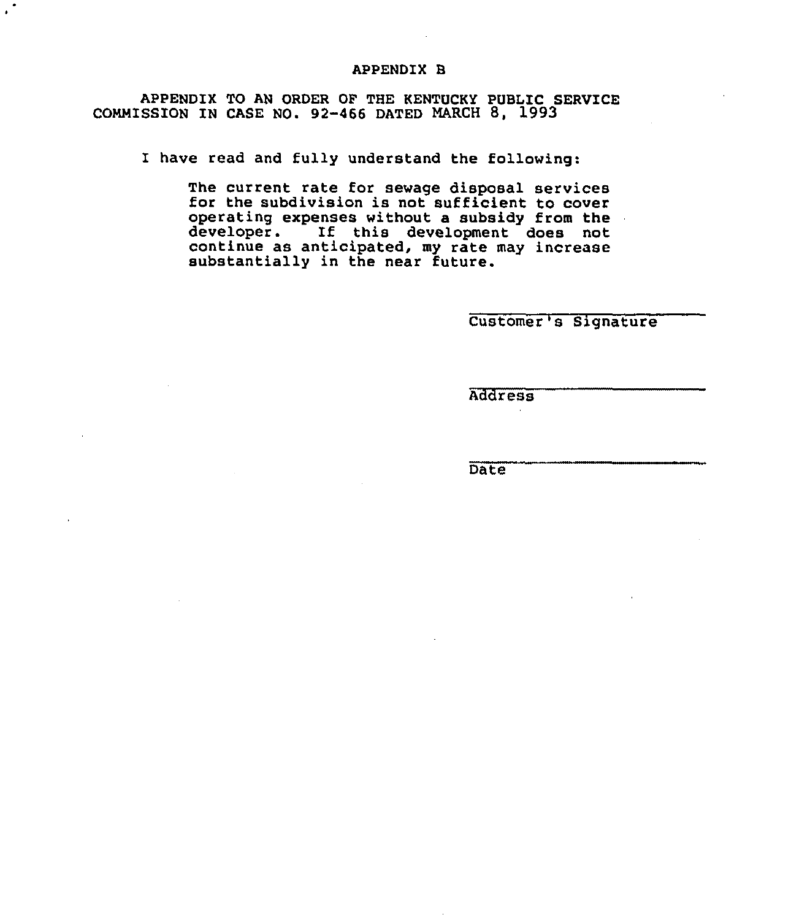APPENDIX B

APPENDIX TO AN ORDER OF THE KENTUCKY PUBLIC SERVICE COMMISSION IN CASE NO. 92-466 DATED MARCH 8, 1993

I have read and fully understand the following:

> The current rate for sewage disposal services for the subdivision is not sufficient to cover operating expenses without a subsidy from the developer. If this development does not continue as anticipated, my rate may increase substantially in the near future.

\_\_\_\_\_\_\_\_\_\_\_\_\_\_\_\_\_\_\_\_\_\_\_\_\_\_\_\_
Customer's Signature

\_\_\_\_\_\_\_\_\_\_\_\_\_\_\_\_\_\_\_\_\_\_\_\_\_\_\_\_
Address

\_\_\_\_\_\_\_\_\_\_\_\_\_\_\_\_\_\_\_\_\_\_\_\_\_\_\_\_
Date